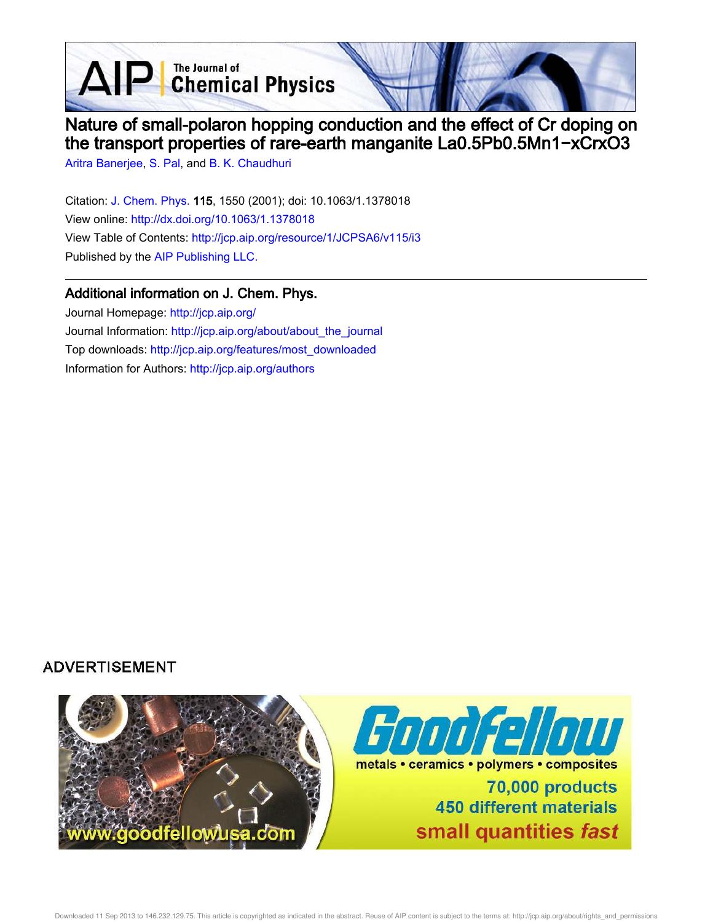# Nature of small-polaron hopping conduction and the effect of Cr doping on the transport properties of rare-earth manganite $La_{0.5}Pb_{0.5}Mn_{1-x}Cr_xO_3$

Aritra Banerjee, S. Pal, and B. K. Chaudhuri

Citation: J. Chem. Phys. **115**, 1550 (2001); doi: 10.1063/1.1378018

View online: http://dx.doi.org/10.1063/1.1378018

View Table of Contents: http://jcp.aip.org/resource/1/JCPSA6/v115/i3

Published by the AIP Publishing LLC.

## Additional information on J. Chem. Phys.

Journal Homepage: http://jcp.aip.org/

Journal Information: http://jcp.aip.org/about/about_the_journal

Top downloads: http://jcp.aip.org/features/most_downloaded

Information for Authors: http://jcp.aip.org/authors

ADVERTISEMENT

Downloaded 11 Sep 2013 to 146.232.129.75. This article is copyrighted as indicated in the abstract. Reuse of AIP content is subject to the terms at: http://jcp.aip.org/about/rights_and_permissions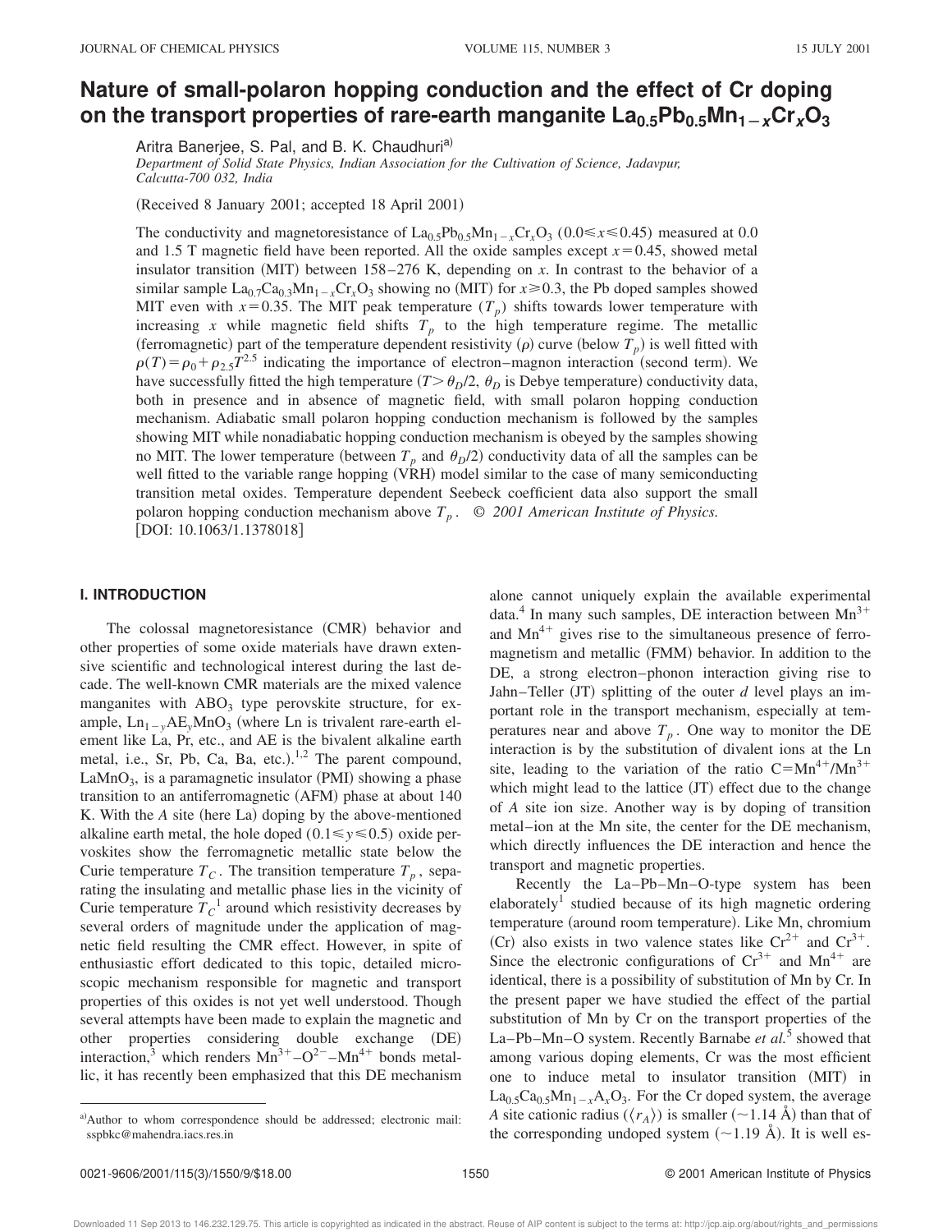# Nature of small-polaron hopping conduction and the effect of Cr doping on the transport properties of rare-earth manganite $La_{0.5}Pb_{0.5}Mn_{1-x}Cr_xO_3$

Aritra Banerjee, S. Pal, and B. K. Chaudhuri[a]

*Department of Solid State Physics, Indian Association for the Cultivation of Science, Jadavpur, Calcutta-700 032, India*

(Received 8 January 2001; accepted 18 April 2001)

The conductivity and magnetoresistance of $La_{0.5}Pb_{0.5}Mn_{1-x}Cr_xO_3$ ($0.0 \leq x \leq 0.45$) measured at 0.0 and 1.5 T magnetic field have been reported. All the oxide samples except $x=0.45$, showed metal insulator transition (MIT) between 158–276 K, depending on $x$. In contrast to the behavior of a similar sample $La_{0.7}Ca_{0.3}Mn_{1-x}Cr_xO_3$ showing no (MIT) for $x \geq 0.3$, the Pb doped samples showed MIT even with $x=0.35$. The MIT peak temperature ($T_p$) shifts towards lower temperature with increasing $x$ while magnetic field shifts $T_p$ to the high temperature regime. The metallic (ferromagnetic) part of the temperature dependent resistivity ($\rho$) curve (below $T_p$) is well fitted with $\rho(T) = \rho_0 + \rho_{2.5}T^{2.5}$ indicating the importance of electron–magnon interaction (second term). We have successfully fitted the high temperature ($T > \theta_D/2$, $\theta_D$ is Debye temperature) conductivity data, both in presence and in absence of magnetic field, with small polaron hopping conduction mechanism. Adiabatic small polaron hopping conduction mechanism is followed by the samples showing MIT while nonadiabatic hopping conduction mechanism is obeyed by the samples showing no MIT. The lower temperature (between $T_p$ and $\theta_D/2$) conductivity data of all the samples can be well fitted to the variable range hopping (VRH) model similar to the case of many semiconducting transition metal oxides. Temperature dependent Seebeck coefficient data also support the small polaron hopping conduction mechanism above $T_p$. © *2001 American Institute of Physics.* [DOI: 10.1063/1.1378018]

## I. INTRODUCTION

The colossal magnetoresistance (CMR) behavior and other properties of some oxide materials have drawn extensive scientific and technological interest during the last decade. The well-known CMR materials are the mixed valence manganites with $ABO_3$ type perovskite structure, for example, $Ln_{1-y}AE_yMnO_3$ (where Ln is trivalent rare-earth element like La, Pr, etc., and AE is the bivalent alkaline earth metal, i.e., Sr, Pb, Ca, Ba, etc.).[1,2] The parent compound, $LaMnO_3$, is a paramagnetic insulator (PMI) showing a phase transition to an antiferromagnetic (AFM) phase at about 140 K. With the $A$ site (here La) doping by the above-mentioned alkaline earth metal, the hole doped ($0.1 \leq y \leq 0.5$) oxide perovskites show the ferromagnetic metallic state below the Curie temperature $T_C$. The transition temperature $T_p$, separating the insulating and metallic phase lies in the vicinity of Curie temperature $T_C$[1] around which resistivity decreases by several orders of magnitude under the application of magnetic field resulting the CMR effect. However, in spite of enthusiastic effort dedicated to this topic, detailed microscopic mechanism responsible for magnetic and transport properties of this oxides is not yet well understood. Though several attempts have been made to explain the magnetic and other properties considering double exchange (DE) interaction,[3] which renders $Mn^{3+}$–$O^{2-}$–$Mn^{4+}$ bonds metallic, it has recently been emphasized that this DE mechanism alone cannot uniquely explain the available experimental data.[4] In many such samples, DE interaction between $Mn^{3+}$ and $Mn^{4+}$ gives rise to the simultaneous presence of ferromagnetism and metallic (FMM) behavior. In addition to the DE, a strong electron–phonon interaction giving rise to Jahn–Teller (JT) splitting of the outer $d$ level plays an important role in the transport mechanism, especially at temperatures near and above $T_p$. One way to monitor the DE interaction is by the substitution of divalent ions at the Ln site, leading to the variation of the ratio $C = Mn^{4+}/Mn^{3+}$ which might lead to the lattice (JT) effect due to the change of $A$ site ion size. Another way is by doping of transition metal–ion at the Mn site, the center for the DE mechanism, which directly influences the DE interaction and hence the transport and magnetic properties.

Recently the La–Pb–Mn–O-type system has been elaborately[1] studied because of its high magnetic ordering temperature (around room temperature). Like Mn, chromium (Cr) also exists in two valence states like $Cr^{2+}$ and $Cr^{3+}$. Since the electronic configurations of $Cr^{3+}$ and $Mn^{4+}$ are identical, there is a possibility of substitution of Mn by Cr. In the present paper we have studied the effect of the partial substitution of Mn by Cr on the transport properties of the La–Pb–Mn–O system. Recently Barnabe *et al.*[5] showed that among various doping elements, Cr was the most efficient one to induce metal to insulator transition (MIT) in $La_{0.5}Ca_{0.5}Mn_{1-x}A_xO_3$. For the Cr doped system, the average $A$ site cationic radius ($\langle r_A \rangle$) is smaller (~1.14 Å) than that of the corresponding undoped system (~1.19 Å). It is well es-

[a]Author to whom correspondence should be addressed; electronic mail: sspbkc@mahendra.iacs.res.in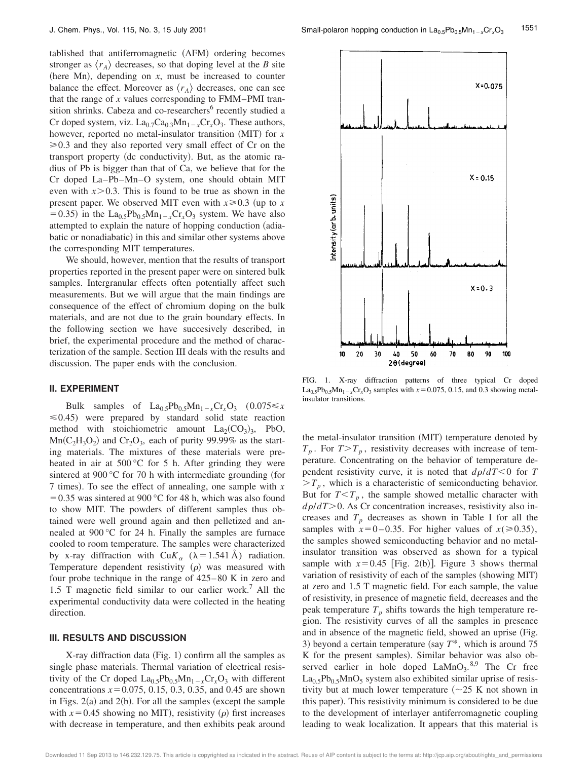tablished that antiferromagnetic (AFM) ordering becomes stronger as $\langle r_A \rangle$ decreases, so that doping level at the *B* site (here Mn), depending on *x*, must be increased to counter balance the effect. Moreover as $\langle r_A \rangle$ decreases, one can see that the range of *x* values corresponding to FMM–PMI transition shrinks. Cabeza and co-researchers[6] recently studied a Cr doped system, viz. $La_{0.7}Ca_{0.3}Mn_{1-x}Cr_xO_3$. These authors, however, reported no metal-insulator transition (MIT) for $x \geqslant 0.3$ and they also reported very small effect of Cr on the transport property (dc conductivity). But, as the atomic radius of Pb is bigger than that of Ca, we believe that for the Cr doped La–Pb–Mn–O system, one should obtain MIT even with $x > 0.3$. This is found to be true as shown in the present paper. We observed MIT even with $x \geqslant 0.3$ (up to $x = 0.35$) in the $La_{0.5}Pb_{0.5}Mn_{1-x}Cr_xO_3$ system. We have also attempted to explain the nature of hopping conduction (adiabatic or nonadiabatic) in this and similar other systems above the corresponding MIT temperatures.

We should, however, mention that the results of transport properties reported in the present paper were on sintered bulk samples. Intergranular effects often potentially affect such measurements. But we will argue that the main findings are consequence of the effect of chromium doping on the bulk materials, and are not due to the grain boundary effects. In the following section we have succesively described, in brief, the experimental procedure and the method of characterization of the sample. Section III deals with the results and discussion. The paper ends with the conclusion.

## II. EXPERIMENT

Bulk samples of $La_{0.5}Pb_{0.5}Mn_{1-x}Cr_xO_3$ $(0.075 \leqslant x \leqslant 0.45)$ were prepared by standard solid state reaction method with stoichiometric amount $La_2(CO_3)_3$, PbO, $Mn(C_2H_3O_2)$ and $Cr_2O_3$, each of purity 99.99% as the starting materials. The mixtures of these materials were preheated in air at 500 °C for 5 h. After grinding they were sintered at 900 °C for 70 h with intermediate grounding (for 7 times). To see the effect of annealing, one sample with $x = 0.35$ was sintered at 900 °C for 48 h, which was also found to show MIT. The powders of different samples thus obtained were well ground again and then pelletized and annealed at 900 °C for 24 h. Finally the samples are furnace cooled to room temperature. The samples were characterized by x-ray diffraction with $CuK_\alpha$ ($\lambda = 1.541$ Å) radiation. Temperature dependent resistivity ($\rho$) was measured with four probe technique in the range of 425–80 K in zero and 1.5 T magnetic field similar to our earlier work.[7] All the experimental conductivity data were collected in the heating direction.

## III. RESULTS AND DISCUSSION

X-ray diffraction data (Fig. 1) confirm all the samples as single phase materials. Thermal variation of electrical resistivity of the Cr doped $La_{0.5}Pb_{0.5}Mn_{1-x}Cr_xO_3$ with different concentrations $x = 0.075$, 0.15, 0.3, 0.35, and 0.45 are shown in Figs. 2(a) and 2(b). For all the samples (except the sample with $x = 0.45$ showing no MIT), resistivity ($\rho$) first increases with decrease in temperature, and then exhibits peak around

FIG. 1. X-ray diffraction patterns of three typical Cr doped $La_{0.5}Pb_{0.5}Mn_{1-x}Cr_xO_3$ samples with $x = 0.075$, 0.15, and 0.3 showing metal-insulator transitions.

the metal-insulator transition (MIT) temperature denoted by $T_p$. For $T > T_p$, resistivity decreases with increase of temperature. Concentrating on the behavior of temperature dependent resistivity curve, it is noted that $d\rho/dT < 0$ for $T > T_p$, which is a characteristic of semiconducting behavior. But for $T < T_p$, the sample showed metallic character with $d\rho/dT > 0$. As Cr concentration increases, resistivity also increases and $T_p$ decreases as shown in Table I for all the samples with $x = 0$–0.35. For higher values of $x (\geqslant 0.35)$, the samples showed semiconducting behavior and no metal-insulator transition was observed as shown for a typical sample with $x = 0.45$ [Fig. 2(b)]. Figure 3 shows thermal variation of resistivity of each of the samples (showing MIT) at zero and 1.5 T magnetic field. For each sample, the value of resistivity, in presence of magnetic field, decreases and the peak temperature $T_p$ shifts towards the high temperature region. The resistivity curves of all the samples in presence and in absence of the magnetic field, showed an uprise (Fig. 3) beyond a certain temperature (say $T^*$, which is around 75 K for the present samples). Similar behavior was also observed earlier in hole doped $LaMnO_3$.[8,9] The Cr free $La_{0.5}Pb_{0.5}MnO_5$ system also exhibited similar uprise of resistivity but at much lower temperature (~25 K not shown in this paper). This resistivity minimum is considered to be due to the development of interlayer antiferromagnetic coupling leading to weak localization. It appears that this material is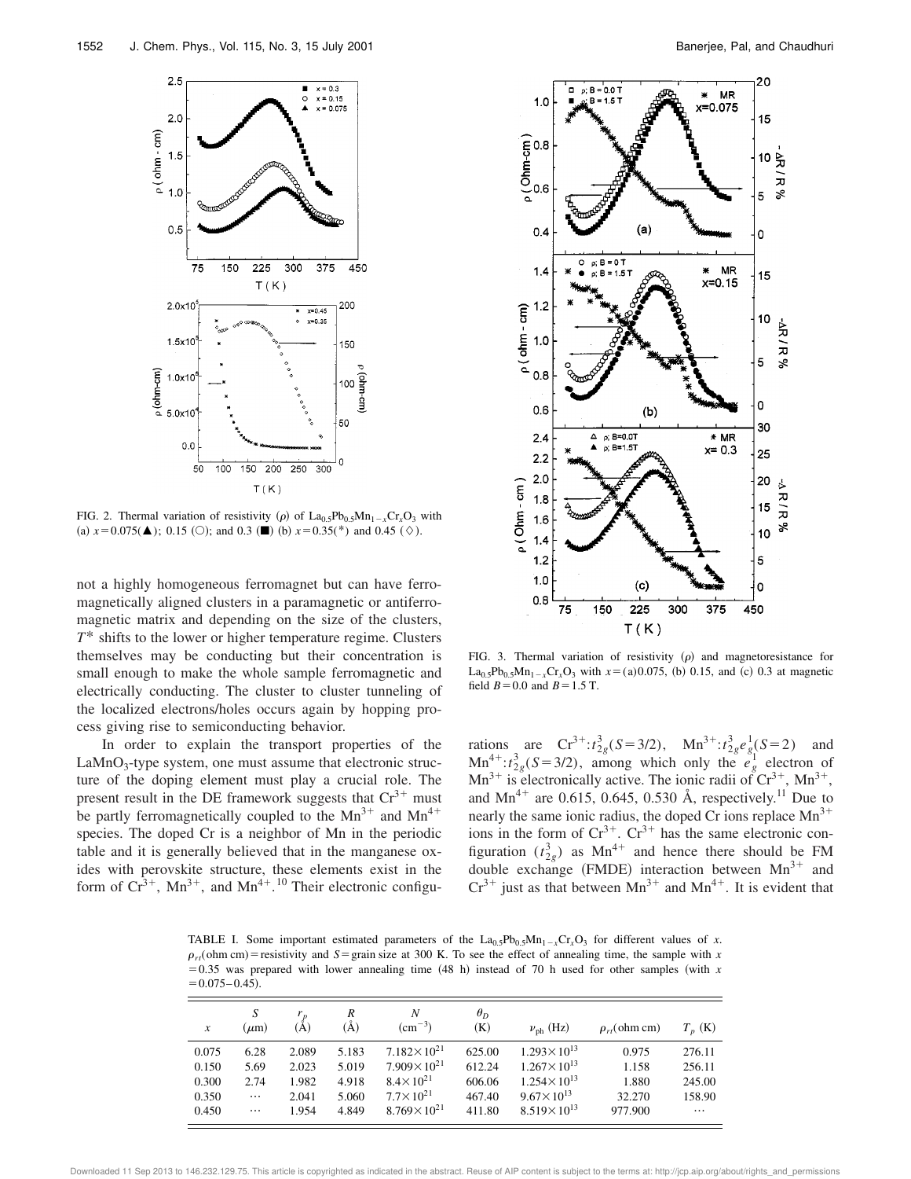FIG. 2. Thermal variation of resistivity ($\rho$) of $La_{0.5}Pb_{0.5}Mn_{1-x}Cr_xO_3$ with (a) $x=0.075$(▲); 0.15 (○); and 0.3 (■) (b) $x=0.35$(*) and 0.45 (◇).

FIG. 3. Thermal variation of resistivity ($\rho$) and magnetoresistance for $La_{0.5}Pb_{0.5}Mn_{1-x}Cr_xO_3$ with $x=$(a)0.075, (b) 0.15, and (c) 0.3 at magnetic field $B=0.0$ and $B=1.5$ T.

not a highly homogeneous ferromagnet but can have ferromagnetically aligned clusters in a paramagnetic or antiferromagnetic matrix and depending on the size of the clusters, $T^*$ shifts to the lower or higher temperature regime. Clusters themselves may be conducting but their concentration is small enough to make the whole sample ferromagnetic and electrically conducting. The cluster to cluster tunneling of the localized electrons/holes occurs again by hopping process giving rise to semiconducting behavior.

In order to explain the transport properties of the $LaMnO_3$-type system, one must assume that electronic structure of the doping element must play a crucial role. The present result in the DE framework suggests that $Cr^{3+}$ must be partly ferromagnetically coupled to the $Mn^{3+}$ and $Mn^{4+}$ species. The doped Cr is a neighbor of Mn in the periodic table and it is generally believed that in the manganese oxides with perovskite structure, these elements exist in the form of $Cr^{3+}$, $Mn^{3+}$, and $Mn^{4+}$.[10] Their electronic configurations are $Cr^{3+}$:$t_{2g}^3(S=3/2)$, $Mn^{3+}$:$t_{2g}^3e_g^1(S=2)$ and $Mn^{4+}$:$t_{2g}^3(S=3/2)$, among which only the $e_g^1$ electron of $Mn^{3+}$ is electronically active. The ionic radii of $Cr^{3+}$, $Mn^{3+}$, and $Mn^{4+}$ are 0.615, 0.645, 0.530 Å, respectively.[11] Due to nearly the same ionic radius, the doped Cr ions replace $Mn^{3+}$ ions in the form of $Cr^{3+}$. $Cr^{3+}$ has the same electronic configuration ($t_{2g}^3$) as $Mn^{4+}$ and hence there should be FM double exchange (FMDE) interaction between $Mn^{3+}$ and $Cr^{3+}$ just as that between $Mn^{3+}$ and $Mn^{4+}$. It is evident that

TABLE I. Some important estimated parameters of the $La_{0.5}Pb_{0.5}Mn_{1-x}Cr_xO_3$ for different values of $x$. $\rho_{rt}$(ohm cm) = resistivity and $S$ = grain size at 300 K. To see the effect of annealing time, the sample with $x=0.35$ was prepared with lower annealing time (48 h) instead of 70 h used for other samples (with $x=0.075$–$0.45$).

| $x$ | $S$ ($\mu$m) | $r_p$ (Å) | $R$ (Å) | $N$ ($cm^{-3}$) | $\theta_D$ (K) | $\nu_{ph}$ (Hz) | $\rho_{rt}$(ohm cm) | $T_p$ (K) |
|---|---|---|---|---|---|---|---|---|
| 0.075 | 6.28 | 2.089 | 5.183 | $7.182\times10^{21}$ | 625.00 | $1.293\times10^{13}$ | 0.975 | 276.11 |
| 0.150 | 5.69 | 2.023 | 5.019 | $7.909\times10^{21}$ | 612.24 | $1.267\times10^{13}$ | 1.158 | 256.11 |
| 0.300 | 2.74 | 1.982 | 4.918 | $8.4\times10^{21}$ | 606.06 | $1.254\times10^{13}$ | 1.880 | 245.00 |
| 0.350 | ⋯ | 2.041 | 5.060 | $7.7\times10^{21}$ | 467.40 | $9.67\times10^{13}$ | 32.270 | 158.90 |
| 0.450 | ⋯ | 1.954 | 4.849 | $8.769\times10^{21}$ | 411.80 | $8.519\times10^{13}$ | 977.900 | ⋯ |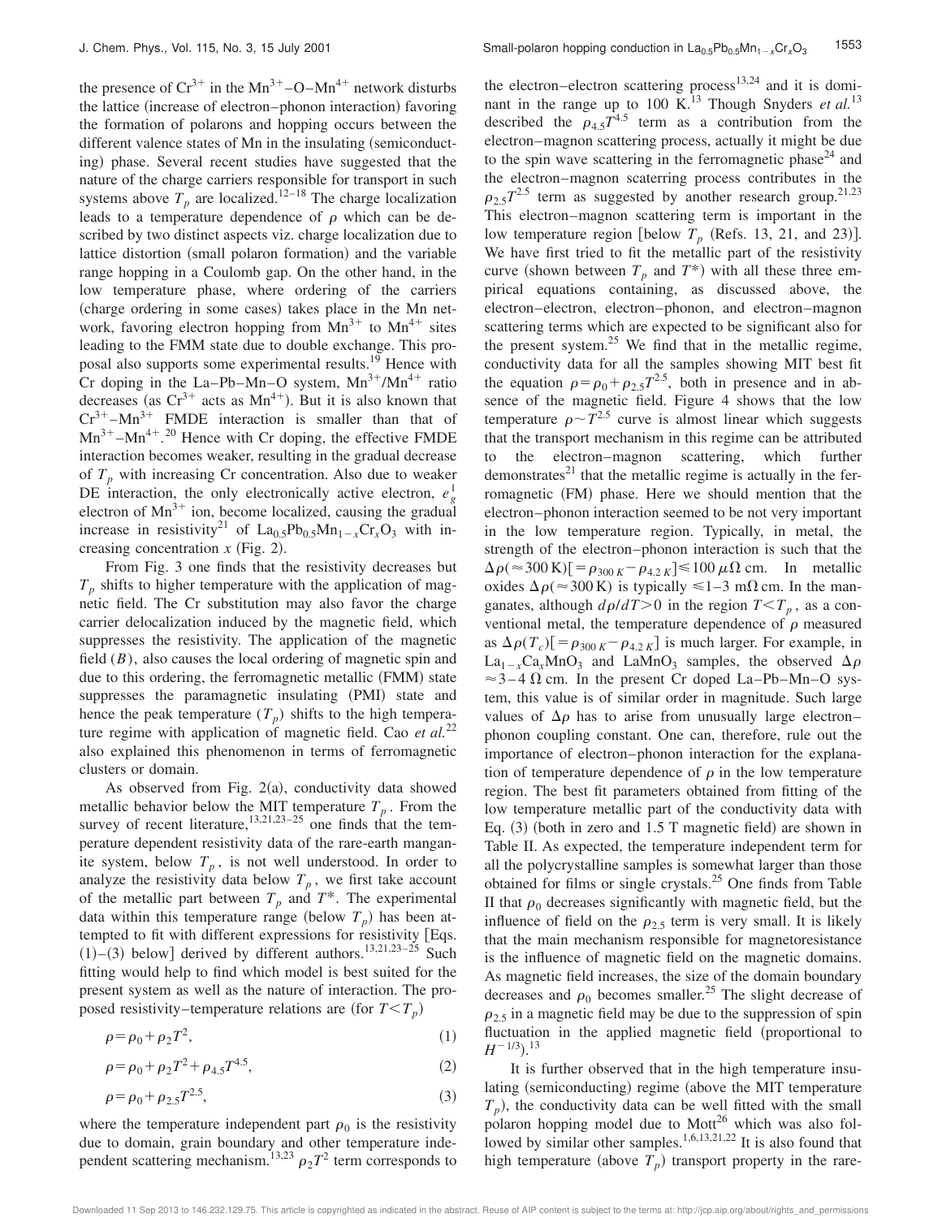the presence of $Cr^{3+}$ in the $Mn^{3+}$–O–$Mn^{4+}$ network disturbs the lattice (increase of electron–phonon interaction) favoring the formation of polarons and hopping occurs between the different valence states of Mn in the insulating (semiconducting) phase. Several recent studies have suggested that the nature of the charge carriers responsible for transport in such systems above $T_p$ are localized.[12–18] The charge localization leads to a temperature dependence of $\rho$ which can be described by two distinct aspects viz. charge localization due to lattice distortion (small polaron formation) and the variable range hopping in a Coulomb gap. On the other hand, in the low temperature phase, where ordering of the carriers (charge ordering in some cases) takes place in the Mn network, favoring electron hopping from $Mn^{3+}$ to $Mn^{4+}$ sites leading to the FMM state due to double exchange. This proposal also supports some experimental results.[19] Hence with Cr doping in the La–Pb–Mn–O system, $Mn^{3+}/Mn^{4+}$ ratio decreases (as $Cr^{3+}$ acts as $Mn^{4+}$). But it is also known that $Cr^{3+}$–$Mn^{3+}$ FMDE interaction is smaller than that of $Mn^{3+}$–$Mn^{4+}$.[20] Hence with Cr doping, the effective FMDE interaction becomes weaker, resulting in the gradual decrease of $T_p$ with increasing Cr concentration. Also due to weaker DE interaction, the only electronically active electron, $e_g^1$ electron of $Mn^{3+}$ ion, become localized, causing the gradual increase in resistivity[21] of $La_{0.5}Pb_{0.5}Mn_{1-x}Cr_xO_3$ with increasing concentration $x$ (Fig. 2).

From Fig. 3 one finds that the resistivity decreases but $T_p$ shifts to higher temperature with the application of magnetic field. The Cr substitution may also favor the charge carrier delocalization induced by the magnetic field, which suppresses the resistivity. The application of the magnetic field ($B$), also causes the local ordering of magnetic spin and due to this ordering, the ferromagnetic metallic (FMM) state suppresses the paramagnetic insulating (PMI) state and hence the peak temperature ($T_p$) shifts to the high temperature regime with application of magnetic field. Cao *et al.*[22] also explained this phenomenon in terms of ferromagnetic clusters or domain.

As observed from Fig. 2(a), conductivity data showed metallic behavior below the MIT temperature $T_p$. From the survey of recent literature,[13,21,23–25] one finds that the temperature dependent resistivity data of the rare-earth manganite system, below $T_p$, is not well understood. In order to analyze the resistivity data below $T_p$, we first take account of the metallic part between $T_p$ and $T^*$. The experimental data within this temperature range (below $T_p$) has been attempted to fit with different expressions for resistivity [Eqs. (1)–(3) below] derived by different authors.[13,21,23–25] Such fitting would help to find which model is best suited for the present system as well as the nature of interaction. The proposed resistivity–temperature relations are (for $T<T_p$)

$$\rho=\rho_0+\rho_2T^2, \tag{1}$$

$$\rho=\rho_0+\rho_2T^2+\rho_{4.5}T^{4.5}, \tag{2}$$

$$\rho=\rho_0+\rho_{2.5}T^{2.5}, \tag{3}$$

where the temperature independent part $\rho_0$ is the resistivity due to domain, grain boundary and other temperature independent scattering mechanism.[13,23] $\rho_2T^2$ term corresponds to the electron–electron scattering process[13,24] and it is dominant in the range up to 100 K.[13] Though Snyders *et al.*[13] described the $\rho_{4.5}T^{4.5}$ term as a contribution from the electron–magnon scattering process, actually it might be due to the spin wave scattering in the ferromagnetic phase[24] and the electron–magnon scaterring process contributes in the $\rho_{2.5}T^{2.5}$ term as suggested by another research group.[21,23] This electron–magnon scattering term is important in the low temperature region [below $T_p$ (Refs. 13, 21, and 23)]. We have first tried to fit the metallic part of the resistivity curve (shown between $T_p$ and $T^*$) with all these three empirical equations containing, as discussed above, the electron–electron, electron–phonon, and electron–magnon scattering terms which are expected to be significant also for the present system.[25] We find that in the metallic regime, conductivity data for all the samples showing MIT best fit the equation $\rho=\rho_0+\rho_{2.5}T^{2.5}$, both in presence and in absence of the magnetic field. Figure 4 shows that the low temperature $\rho\sim T^{2.5}$ curve is almost linear which suggests that the transport mechanism in this regime can be attributed to the electron–magnon scattering, which further demonstrates[21] that the metallic regime is actually in the ferromagnetic (FM) phase. Here we should mention that the electron–phonon interaction seemed to be not very important in the low temperature region. Typically, in metal, the strength of the electron–phonon interaction is such that the $\Delta\rho(\approx 300\,\text{K})[=\rho_{300\,K}-\rho_{4.2\,K}]\leqslant 100\,\mu\Omega$ cm. In metallic oxides $\Delta\rho(\approx 300\,\text{K})$ is typically $\leqslant 1$–3 m$\Omega$ cm. In the manganates, although $d\rho/dT>0$ in the region $T<T_p$, as a conventional metal, the temperature dependence of $\rho$ measured as $\Delta\rho(T_c)[=\rho_{300\,K}-\rho_{4.2\,K}]$ is much larger. For example, in $La_{1-x}Ca_xMnO_3$ and $LaMnO_3$ samples, the observed $\Delta\rho\approx 3$–4 $\Omega$ cm. In the present Cr doped La–Pb–Mn–O system, this value is of similar order in magnitude. Such large values of $\Delta\rho$ has to arise from unusually large electron–phonon coupling constant. One can, therefore, rule out the importance of electron–phonon interaction for the explanation of temperature dependence of $\rho$ in the low temperature region. The best fit parameters obtained from fitting of the low temperature metallic part of the conductivity data with Eq. (3) (both in zero and 1.5 T magnetic field) are shown in Table II. As expected, the temperature independent term for all the polycrystalline samples is somewhat larger than those obtained for films or single crystals.[25] One finds from Table II that $\rho_0$ decreases significantly with magnetic field, but the influence of field on the $\rho_{2.5}$ term is very small. It is likely that the main mechanism responsible for magnetoresistance is the influence of magnetic field on the magnetic domains. As magnetic field increases, the size of the domain boundary decreases and $\rho_0$ becomes smaller.[25] The slight decrease of $\rho_{2.5}$ in a magnetic field may be due to the suppression of spin fluctuation in the applied magnetic field (proportional to $H^{-1/3}$).[13]

It is further observed that in the high temperature insulating (semiconducting) regime (above the MIT temperature $T_p$), the conductivity data can be well fitted with the small polaron hopping model due to Mott[26] which was also followed by similar other samples.[1,6,13,21,22] It is also found that high temperature (above $T_p$) transport property in the rare-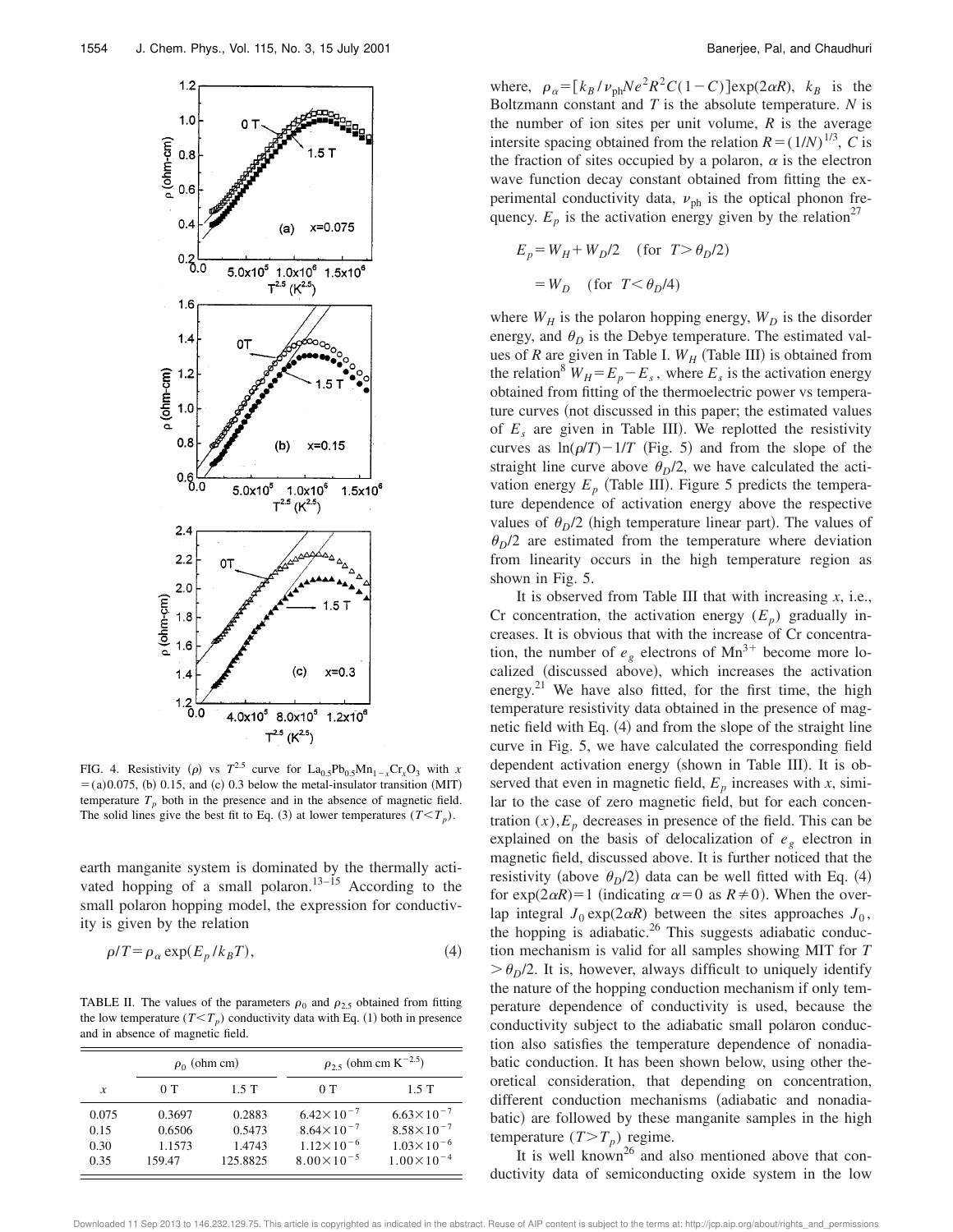FIG. 4. Resistivity ($\rho$) vs $T^{2.5}$ curve for $La_{0.5}Pb_{0.5}Mn_{1-x}Cr_xO_3$ with $x$ = (a) 0.075, (b) 0.15, and (c) 0.3 below the metal-insulator transition (MIT) temperature $T_p$ both in the presence and in the absence of magnetic field. The solid lines give the best fit to Eq. (3) at lower temperatures ($T<T_p$).

earth manganite system is dominated by the thermally activated hopping of a small polaron.[13–15] According to the small polaron hopping model, the expression for conductivity is given by the relation

$$\rho/T=\rho_\alpha \exp(E_p/k_BT), \tag{4}$$

TABLE II. The values of the parameters $\rho_0$ and $\rho_{2.5}$ obtained from fitting the low temperature ($T<T_p$) conductivity data with Eq. (1) both in presence and in absence of magnetic field.

| | $\rho_0$ (ohm cm) | | $\rho_{2.5}$ (ohm cm $K^{-2.5}$) | |
|---|---|---|---|---|
| $x$ | 0 T | 1.5 T | 0 T | 1.5 T |
| 0.075 | 0.3697 | 0.2883 | $6.42\times10^{-7}$ | $6.63\times10^{-7}$ |
| 0.15 | 0.6506 | 0.5473 | $8.64\times10^{-7}$ | $8.58\times10^{-7}$ |
| 0.30 | 1.1573 | 1.4743 | $1.12\times10^{-6}$ | $1.03\times10^{-6}$ |
| 0.35 | 159.47 | 125.8825 | $8.00\times10^{-5}$ | $1.00\times10^{-4}$ |

where, $\rho_\alpha=[k_B/\nu_{ph}Ne^2R^2C(1-C)]\exp(2\alpha R)$, $k_B$ is the Boltzmann constant and $T$ is the absolute temperature. $N$ is the number of ion sites per unit volume, $R$ is the average intersite spacing obtained from the relation $R=(1/N)^{1/3}$, $C$ is the fraction of sites occupied by a polaron, $\alpha$ is the electron wave function decay constant obtained from fitting the experimental conductivity data, $\nu_{ph}$ is the optical phonon frequency. $E_p$ is the activation energy given by the relation[27]

$$E_p=W_H+W_D/2 \quad (\text{for } T>\theta_D/2)$$

$$=W_D \quad (\text{for } T<\theta_D/4)$$

where $W_H$ is the polaron hopping energy, $W_D$ is the disorder energy, and $\theta_D$ is the Debye temperature. The estimated values of $R$ are given in Table I. $W_H$ (Table III) is obtained from the relation[8] $W_H=E_p-E_s$, where $E_s$ is the activation energy obtained from fitting of the thermoelectric power vs temperature curves (not discussed in this paper; the estimated values of $E_s$ are given in Table III). We replotted the resistivity curves as $\ln(\rho/T)-1/T$ (Fig. 5) and from the slope of the straight line curve above $\theta_D/2$, we have calculated the activation energy $E_p$ (Table III). Figure 5 predicts the temperature dependence of activation energy above the respective values of $\theta_D/2$ (high temperature linear part). The values of $\theta_D/2$ are estimated from the temperature where deviation from linearity occurs in the high temperature region as shown in Fig. 5.

It is observed from Table III that with increasing $x$, i.e., Cr concentration, the activation energy ($E_p$) gradually increases. It is obvious that with the increase of Cr concentration, the number of $e_g$ electrons of $Mn^{3+}$ become more localized (discussed above), which increases the activation energy.[21] We have also fitted, for the first time, the high temperature resistivity data obtained in the presence of magnetic field with Eq. (4) and from the slope of the straight line curve in Fig. 5, we have calculated the corresponding field dependent activation energy (shown in Table III). It is observed that even in magnetic field, $E_p$ increases with $x$, similar to the case of zero magnetic field, but for each concentration ($x$), $E_p$ decreases in presence of the field. This can be explained on the basis of delocalization of $e_g$ electron in magnetic field, discussed above. It is further noticed that the resistivity (above $\theta_D/2$) data can be well fitted with Eq. (4) for $\exp(2\alpha R)=1$ (indicating $\alpha=0$ as $R\neq0$). When the overlap integral $J_0\exp(2\alpha R)$ between the sites approaches $J_0$, the hopping is adiabatic.[26] This suggests adiabatic conduction mechanism is valid for all samples showing MIT for $T>\theta_D/2$. It is, however, always difficult to uniquely identify the nature of the hopping conduction mechanism if only temperature dependence of conductivity is used, because the conductivity subject to the adiabatic small polaron conduction also satisfies the temperature dependence of nonadiabatic conduction. It has been shown below, using other theoretical consideration, that depending on concentration, different conduction mechanisms (adiabatic and nonadiabatic) are followed by these manganite samples in the high temperature ($T>T_p$) regime.

It is well known[26] and also mentioned above that conductivity data of semiconducting oxide system in the low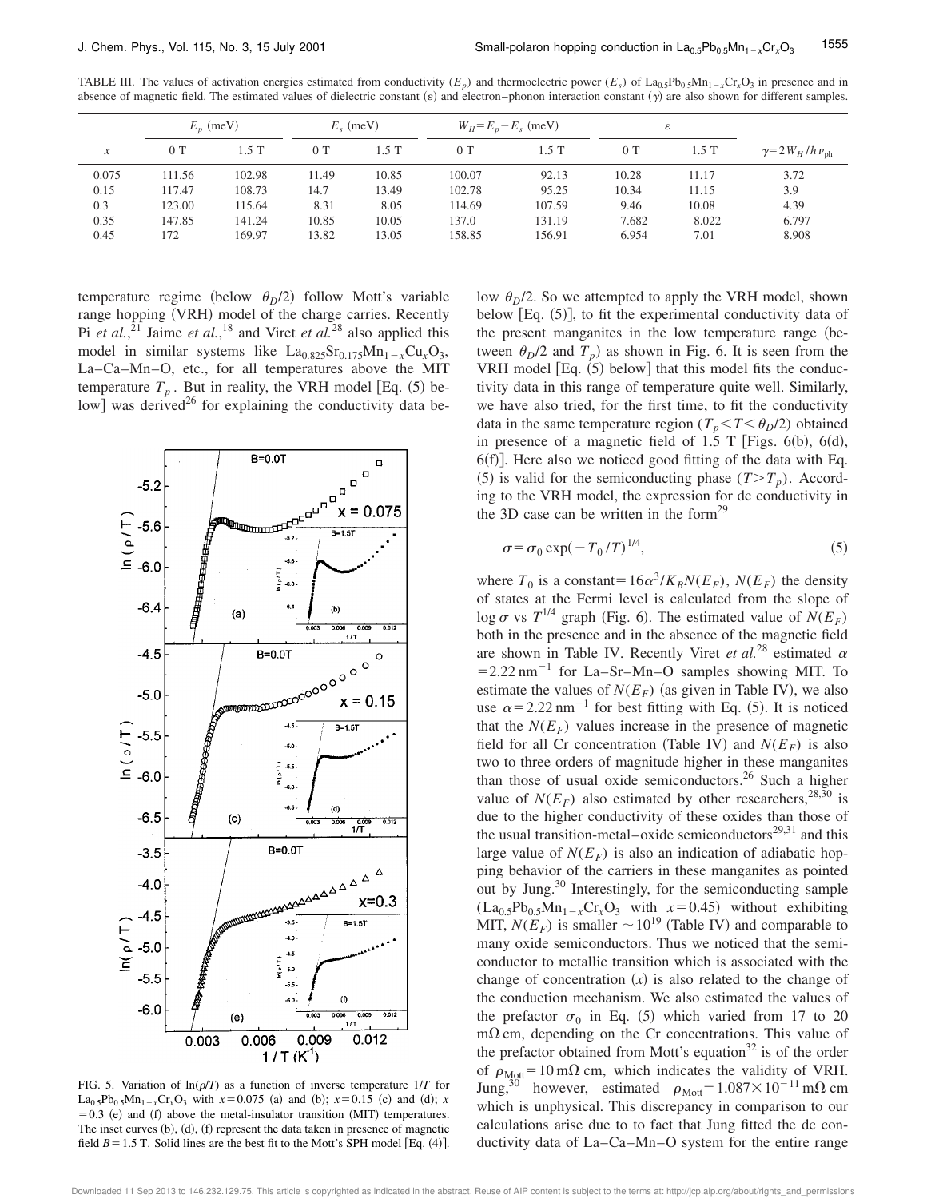TABLE III. The values of activation energies estimated from conductivity ($E_p$) and thermoelectric power ($E_s$) of $La_{0.5}Pb_{0.5}Mn_{1-x}Cr_xO_3$ in presence and in absence of magnetic field. The estimated values of dielectric constant ($\varepsilon$) and electron–phonon interaction constant ($\gamma$) are also shown for different samples.

| | $E_p$ (meV) | | $E_s$ (meV) | | $W_H=E_p-E_s$ (meV) | | $\varepsilon$ | | |
|---|---|---|---|---|---|---|---|---|---|
| $x$ | 0 T | 1.5 T | 0 T | 1.5 T | 0 T | 1.5 T | 0 T | 1.5 T | $\gamma=2W_H/h\nu_{ph}$ |
| 0.075 | 111.56 | 102.98 | 11.49 | 10.85 | 100.07 | 92.13 | 10.28 | 11.17 | 3.72 |
| 0.15 | 117.47 | 108.73 | 14.7 | 13.49 | 102.78 | 95.25 | 10.34 | 11.15 | 3.9 |
| 0.3 | 123.00 | 115.64 | 8.31 | 8.05 | 114.69 | 107.59 | 9.46 | 10.08 | 4.39 |
| 0.35 | 147.85 | 141.24 | 10.85 | 10.05 | 137.0 | 131.19 | 7.682 | 8.022 | 6.797 |
| 0.45 | 172 | 169.97 | 13.82 | 13.05 | 158.85 | 156.91 | 6.954 | 7.01 | 8.908 |

temperature regime (below $\theta_D/2$) follow Mott's variable range hopping (VRH) model of the charge carriers. Recently Pi *et al.*,[21] Jaime *et al.*,[18] and Viret *et al.*[28] also applied this model in similar systems like $La_{0.825}Sr_{0.175}Mn_{1-x}Cu_xO_3$, La–Ca–Mn–O, etc., for all temperatures above the MIT temperature $T_p$. But in reality, the VRH model [Eq. (5) below] was derived[26] for explaining the conductivity data below $\theta_D/2$. So we attempted to apply the VRH model, shown below [Eq. (5)], to fit the experimental conductivity data of the present manganites in the low temperature range (between $\theta_D/2$ and $T_p$) as shown in Fig. 6. It is seen from the VRH model [Eq. (5) below] that this model fits the conductivity data in this range of temperature quite well. Similarly, we have also tried, for the first time, to fit the conductivity data in the same temperature region ($T_p<T<\theta_D/2$) obtained in presence of a magnetic field of 1.5 T [Figs. 6(b), 6(d), 6(f)]. Here also we noticed good fitting of the data with Eq. (5) is valid for the semiconducting phase ($T>T_p$). According to the VRH model, the expression for dc conductivity in the 3D case can be written in the form[29]

$$\sigma=\sigma_0 \exp(-T_0/T)^{1/4}, \tag{5}$$

where $T_0$ is a constant$=16\alpha^3/K_B N(E_F)$, $N(E_F)$ the density of states at the Fermi level is calculated from the slope of $\log \sigma$ vs $T^{1/4}$ graph (Fig. 6). The estimated value of $N(E_F)$ both in the presence and in the absence of the magnetic field are shown in Table IV. Recently Viret *et al.*[28] estimated $\alpha=2.22\,\text{nm}^{-1}$ for La–Sr–Mn–O samples showing MIT. To estimate the values of $N(E_F)$ (as given in Table IV), we also use $\alpha=2.22\,\text{nm}^{-1}$ for best fitting with Eq. (5). It is noticed that the $N(E_F)$ values increase in the presence of magnetic field for all Cr concentration (Table IV) and $N(E_F)$ is also two to three orders of magnitude higher in these manganites than those of usual oxide semiconductors.[26] Such a higher value of $N(E_F)$ also estimated by other researchers,[28,30] is due to the higher conductivity of these oxides than those of the usual transition-metal–oxide semiconductors[29,31] and this large value of $N(E_F)$ is also an indication of adiabatic hopping behavior of the carriers in these manganites as pointed out by Jung.[30] Interestingly, for the semiconducting sample ($La_{0.5}Pb_{0.5}Mn_{1-x}Cr_xO_3$ with $x=0.45$) without exhibiting MIT, $N(E_F)$ is smaller $\sim 10^{19}$ (Table IV) and comparable to many oxide semiconductors. Thus we noticed that the semiconductor to metallic transition which is associated with the change of concentration ($x$) is also related to the change of the conduction mechanism. We also estimated the values of the prefactor $\sigma_0$ in Eq. (5) which varied from 17 to 20 m$\Omega$ cm, depending on the Cr concentrations. This value of the prefactor obtained from Mott's equation[32] is of the order of $\rho_{\text{Mott}}=10\,\text{m}\Omega\,\text{cm}$, which indicates the validity of VRH. Jung,[30] however, estimated $\rho_{\text{Mott}}=1.087\times10^{-11}\,\text{m}\Omega\,\text{cm}$ which is unphysical. This discrepancy in comparison to our calculations arise due to to fact that Jung fitted the dc conductivity data of La–Ca–Mn–O system for the entire range

FIG. 5. Variation of $\ln(\rho/T)$ as a function of inverse temperature $1/T$ for $La_{0.5}Pb_{0.5}Mn_{1-x}Cr_xO_3$ with $x=0.075$ (a) and (b); $x=0.15$ (c) and (d); $x=0.3$ (e) and (f) above the metal-insulator transition (MIT) temperatures. The inset curves (b), (d), (f) represent the data taken in presence of magnetic field $B=1.5$ T. Solid lines are the best fit to the Mott's SPH model [Eq. (4)].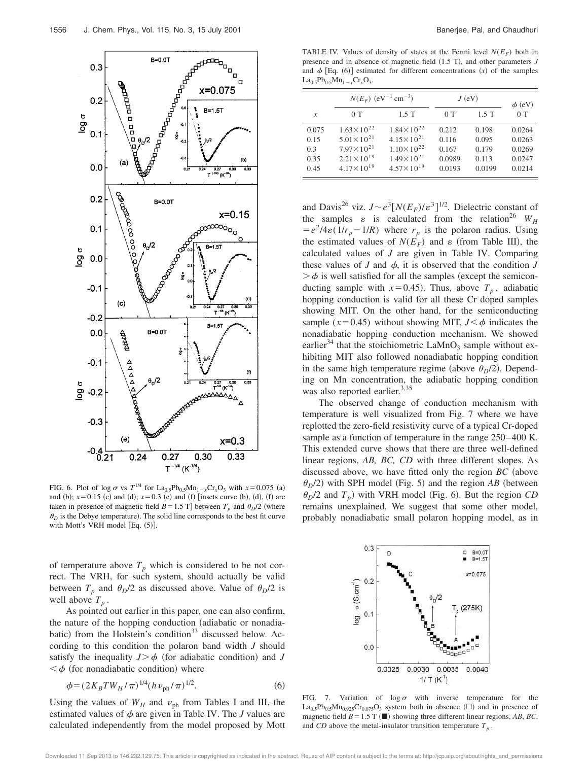FIG. 6. Plot of log $\sigma$ vs $T^{1/4}$ for $La_{0.5}Pb_{0.5}Mn_{1-x}Cr_xO_3$ with $x = 0.075$ (a) and (b); $x = 0.15$ (c) and (d); $x = 0.3$ (e) and (f) [insets curve (b), (d), (f) are taken in presence of magnetic field $B = 1.5$ T] between $T_p$ and $\theta_D/2$ (where $\theta_D$ is the Debye temperature). The solid line corresponds to the best fit curve with Mott's VRH model [Eq. (5)].

of temperature above $T_p$ which is considered to be not correct. The VRH, for such system, should actually be valid between $T_p$ and $\theta_D/2$ as discussed above. Value of $\theta_D/2$ is well above $T_p$.

As pointed out earlier in this paper, one can also confirm, the nature of the hopping conduction (adiabatic or nonadiabatic) from the Holstein's condition[33] discussed below. According to this condition the polaron band width $J$ should satisfy the inequality $J > \phi$ (for adiabatic condition) and $J < \phi$ (for nonadiabatic condition) where

$$\phi = (2K_BTW_H/\pi)^{1/4}(h\nu_{ph}/\pi)^{1/2}. \tag{6}$$

Using the values of $W_H$ and $\nu_{ph}$ from Tables I and III, the estimated values of $\phi$ are given in Table IV. The $J$ values are calculated independently from the model proposed by Mott and Davis[26] viz. $J \sim e^3[N(E_F)/\varepsilon^3]^{1/2}$. Dielectric constant of the samples $\varepsilon$ is calculated from the relation[26] $W_H = e^2/4\varepsilon(1/r_p - 1/R)$ where $r_p$ is the polaron radius. Using the estimated values of $N(E_F)$ and $\varepsilon$ (from Table III), the calculated values of $J$ are given in Table IV. Comparing these values of $J$ and $\phi$, it is observed that the condition $J > \phi$ is well satisfied for all the samples (except the semiconducting sample with $x = 0.45$). Thus, above $T_p$, adiabatic hopping conduction is valid for all these Cr doped samples showing MIT. On the other hand, for the semiconducting sample ($x = 0.45$) without showing MIT, $J < \phi$ indicates the nonadiabatic hopping conduction mechanism. We showed earlier[34] that the stoichiometric $LaMnO_3$ sample without exhibiting MIT also followed nonadiabatic hopping condition in the same high temperature regime (above $\theta_D/2$). Depending on Mn concentration, the adiabatic hopping condition was also reported earlier.[3,35]

TABLE IV. Values of density of states at the Fermi level $N(E_F)$ both in presence and in absence of magnetic field (1.5 T), and other parameters $J$ and $\phi$ [Eq. (6)] estimated for different concentrations ($x$) of the samples $La_{0.5}Pb_{0.5}Mn_{1-x}Cr_xO_3$.

| $x$ | $N(E_F)$ ($eV^{-1}$ $cm^{-3}$) 0 T | $N(E_F)$ ($eV^{-1}$ $cm^{-3}$) 1.5 T | $J$ (eV) 0 T | $J$ (eV) 1.5 T | $\phi$ (eV) 0 T |
|---|---|---|---|---|---|
| 0.075 | $1.63\times10^{22}$ | $1.84\times10^{22}$ | 0.212 | 0.198 | 0.0264 |
| 0.15 | $5.01\times10^{21}$ | $4.15\times10^{21}$ | 0.116 | 0.095 | 0.0263 |
| 0.3 | $7.97\times10^{21}$ | $1.10\times10^{22}$ | 0.167 | 0.179 | 0.0269 |
| 0.35 | $2.21\times10^{19}$ | $1.49\times10^{21}$ | 0.0989 | 0.113 | 0.0247 |
| 0.45 | $4.17\times10^{19}$ | $4.57\times10^{19}$ | 0.0193 | 0.0199 | 0.0214 |

The observed change of conduction mechanism with temperature is well visualized from Fig. 7 where we have replotted the zero-field resistivity curve of a typical Cr-doped sample as a function of temperature in the range 250–400 K. This extended curve shows that there are three well-defined linear regions, *AB, BC, CD* with three different slopes. As discussed above, we have fitted only the region *BC* (above $\theta_D/2$) with SPH model (Fig. 5) and the region *AB* (between $\theta_D/2$ and $T_p$) with VRH model (Fig. 6). But the region *CD* remains unexplained. We suggest that some other model, probably nonadiabatic small polaron hopping model, as in

FIG. 7. Variation of log $\sigma$ with inverse temperature for the $La_{0.5}Pb_{0.5}Mn_{0.925}Cr_{0.075}O_3$ system both in absence (□) and in presence of magnetic field $B = 1.5$ T (■) showing three different linear regions, *AB*, *BC*, and *CD* above the metal-insulator transition temperature $T_p$.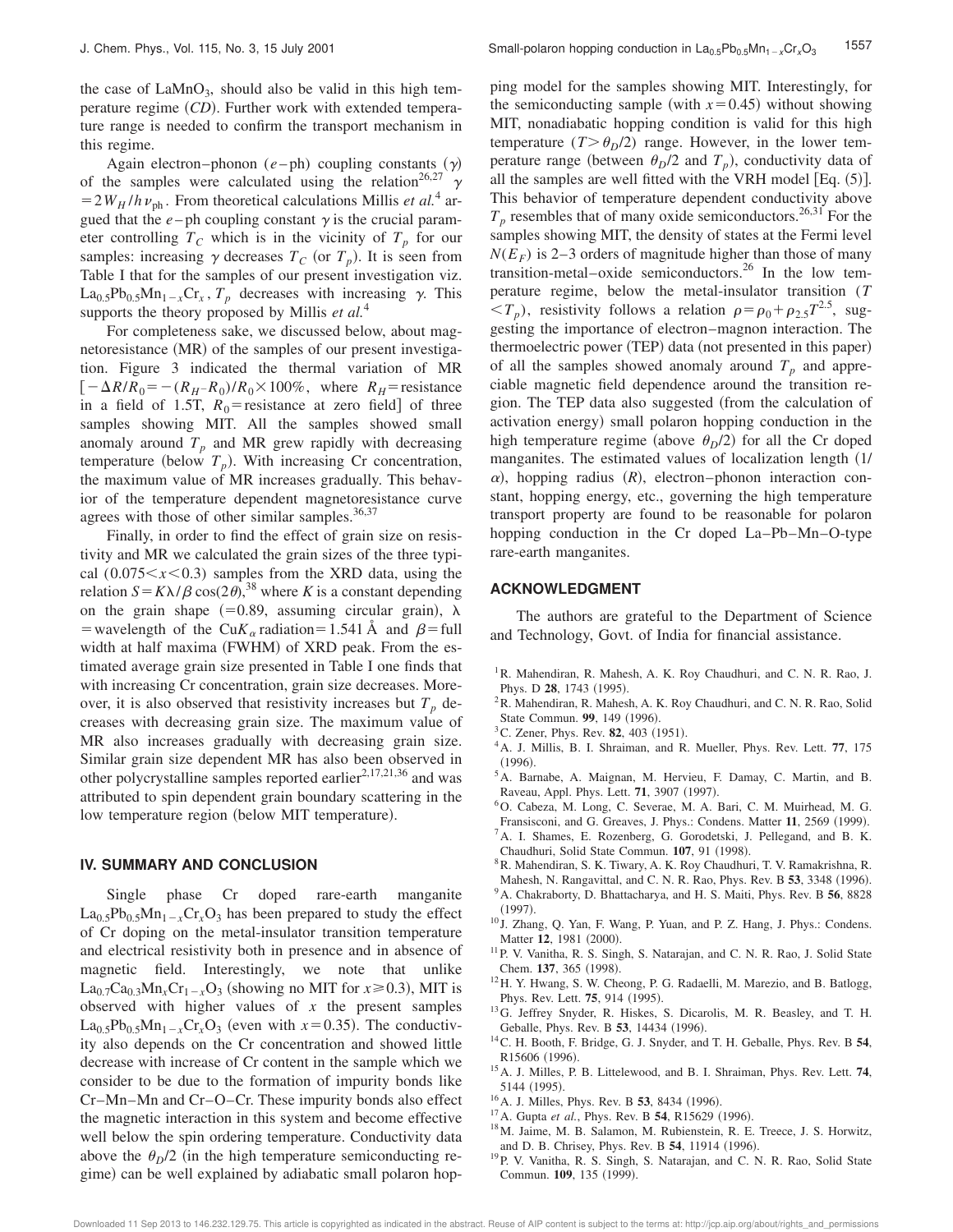the case of $LaMnO_3$, should also be valid in this high temperature regime (*CD*). Further work with extended temperature range is needed to confirm the transport mechanism in this regime.

Again electron–phonon ($e$–ph) coupling constants ($\gamma$) of the samples were calculated using the relation[26,27] $\gamma = 2W_H/h\nu_{ph}$. From theoretical calculations Millis *et al.*[4] argued that the $e$–ph coupling constant $\gamma$ is the crucial parameter controlling $T_C$ which is in the vicinity of $T_p$ for our samples: increasing $\gamma$ decreases $T_C$ (or $T_p$). It is seen from Table I that for the samples of our present investigation viz. $La_{0.5}Pb_{0.5}Mn_{1-x}Cr_x$, $T_p$ decreases with increasing $\gamma$. This supports the theory proposed by Millis *et al.*[4]

For completeness sake, we discussed below, about magnetoresistance (MR) of the samples of our present investigation. Figure 3 indicated the thermal variation of MR [$-\Delta R/R_0 = -(R_H - R_0)/R_0 \times 100\%$, where $R_H$ = resistance in a field of 1.5T, $R_0$ = resistance at zero field] of three samples showing MIT. All the samples showed small anomaly around $T_p$ and MR grew rapidly with decreasing temperature (below $T_p$). With increasing Cr concentration, the maximum value of MR increases gradually. This behavior of the temperature dependent magnetoresistance curve agrees with those of other similar samples.[36,37]

Finally, in order to find the effect of grain size on resistivity and MR we calculated the grain sizes of the three typical ($0.075 < x < 0.3$) samples from the XRD data, using the relation $S = K\lambda/\beta\cos(2\theta)$,[38] where $K$ is a constant depending on the grain shape (=0.89, assuming circular grain), $\lambda$ = wavelength of the Cu$K_\alpha$ radiation = 1.541 Å and $\beta$ = full width at half maxima (FWHM) of XRD peak. From the estimated average grain size presented in Table I one finds that with increasing Cr concentration, grain size decreases. Moreover, it is also observed that resistivity increases but $T_p$ decreases with decreasing grain size. The maximum value of MR also increases gradually with decreasing grain size. Similar grain size dependent MR has also been observed in other polycrystalline samples reported earlier[2,17,21,36] and was attributed to spin dependent grain boundary scattering in the low temperature region (below MIT temperature).

## IV. SUMMARY AND CONCLUSION

Single phase Cr doped rare-earth manganite $La_{0.5}Pb_{0.5}Mn_{1-x}Cr_xO_3$ has been prepared to study the effect of Cr doping on the metal-insulator transition temperature and electrical resistivity both in presence and in absence of magnetic field. Interestingly, we note that unlike $La_{0.7}Ca_{0.3}Mn_xCr_{1-x}O_3$ (showing no MIT for $x \geq 0.3$), MIT is observed with higher values of $x$ the present samples $La_{0.5}Pb_{0.5}Mn_{1-x}Cr_xO_3$ (even with $x = 0.35$). The conductivity also depends on the Cr concentration and showed little decrease with increase of Cr content in the sample which we consider to be due to the formation of impurity bonds like Cr–Mn–Mn and Cr–O–Cr. These impurity bonds also effect the magnetic interaction in this system and become effective well below the spin ordering temperature. Conductivity data above the $\theta_D/2$ (in the high temperature semiconducting regime) can be well explained by adiabatic small polaron hopping model for the samples showing MIT. Interestingly, for the semiconducting sample (with $x = 0.45$) without showing MIT, nonadiabatic hopping condition is valid for this high temperature ($T > \theta_D/2$) range. However, in the lower temperature range (between $\theta_D/2$ and $T_p$), conductivity data of all the samples are well fitted with the VRH model [Eq. (5)]. This behavior of temperature dependent conductivity above $T_p$ resembles that of many oxide semiconductors.[26,31] For the samples showing MIT, the density of states at the Fermi level $N(E_F)$ is 2–3 orders of magnitude higher than those of many transition-metal–oxide semiconductors.[26] In the low temperature regime, below the metal-insulator transition ($T < T_p$), resistivity follows a relation $\rho = \rho_0 + \rho_{2.5}T^{2.5}$, suggesting the importance of electron–magnon interaction. The thermoelectric power (TEP) data (not presented in this paper) of all the samples showed anomaly around $T_p$ and appreciable magnetic field dependence around the transition region. The TEP data also suggested (from the calculation of activation energy) small polaron hopping conduction in the high temperature regime (above $\theta_D/2$) for all the Cr doped manganites. The estimated values of localization length ($1/\alpha$), hopping radius ($R$), electron–phonon interaction constant, hopping energy, etc., governing the high temperature transport property are found to be reasonable for polaron hopping conduction in the Cr doped La–Pb–Mn–O-type rare-earth manganites.

## ACKNOWLEDGMENT

The authors are grateful to the Department of Science and Technology, Govt. of India for financial assistance.

[1] R. Mahendiran, R. Mahesh, A. K. Roy Chaudhuri, and C. N. R. Rao, J. Phys. D **28**, 1743 (1995).
[2] R. Mahendiran, R. Mahesh, A. K. Roy Chaudhuri, and C. N. R. Rao, Solid State Commun. **99**, 149 (1996).
[3] C. Zener, Phys. Rev. **82**, 403 (1951).
[4] A. J. Millis, B. I. Shraiman, and R. Mueller, Phys. Rev. Lett. **77**, 175 (1996).
[5] A. Barnabe, A. Maignan, M. Hervieu, F. Damay, C. Martin, and B. Raveau, Appl. Phys. Lett. **71**, 3907 (1997).
[6] O. Cabeza, M. Long, C. Severae, M. A. Bari, C. M. Muirhead, M. G. Fransisconi, and G. Greaves, J. Phys.: Condens. Matter **11**, 2569 (1999).
[7] A. I. Shames, E. Rozenberg, G. Gorodetski, J. Pellegand, and B. K. Chaudhuri, Solid State Commun. **107**, 91 (1998).
[8] R. Mahendiran, S. K. Tiwary, A. K. Roy Chaudhuri, T. V. Ramakrishna, R. Mahesh, N. Rangavittal, and C. N. R. Rao, Phys. Rev. B **53**, 3348 (1996).
[9] A. Chakraborty, D. Bhattacharya, and H. S. Maiti, Phys. Rev. B **56**, 8828 (1997).
[10] J. Zhang, Q. Yan, F. Wang, P. Yuan, and P. Z. Hang, J. Phys.: Condens. Matter **12**, 1981 (2000).
[11] P. V. Vanitha, R. S. Singh, S. Natarajan, and C. N. R. Rao, J. Solid State Chem. **137**, 365 (1998).
[12] H. Y. Hwang, S. W. Cheong, P. G. Radaelli, M. Marezio, and B. Batlogg, Phys. Rev. Lett. **75**, 914 (1995).
[13] G. Jeffrey Snyder, R. Hiskes, S. Dicarolis, M. R. Beasley, and T. H. Geballe, Phys. Rev. B **53**, 14434 (1996).
[14] C. H. Booth, F. Bridge, G. J. Snyder, and T. H. Geballe, Phys. Rev. B **54**, R15606 (1996).
[15] A. J. Milles, P. B. Littelewood, and B. I. Shraiman, Phys. Rev. Lett. **74**, 5144 (1995).
[16] A. J. Milles, Phys. Rev. B **53**, 8434 (1996).
[17] A. Gupta *et al.*, Phys. Rev. B **54**, R15629 (1996).
[18] M. Jaime, M. B. Salamon, M. Rubienstein, R. E. Treece, J. S. Horwitz, and D. B. Chrisey, Phys. Rev. B **54**, 11914 (1996).
[19] P. V. Vanitha, R. S. Singh, S. Natarajan, and C. N. R. Rao, Solid State Commun. **109**, 135 (1999).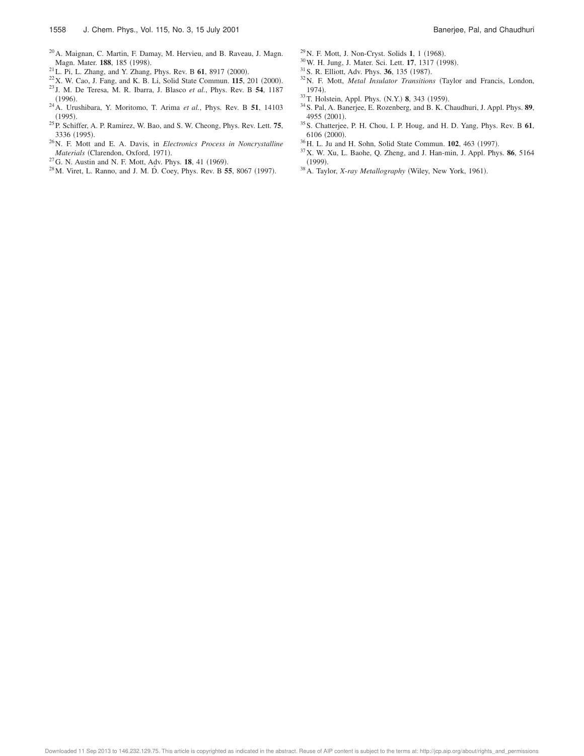[20] A. Maignan, C. Martin, F. Damay, M. Hervieu, and B. Raveau, J. Magn. Magn. Mater. **188**, 185 (1998).

[21] L. Pi, L. Zhang, and Y. Zhang, Phys. Rev. B **61**, 8917 (2000).

[22] X. W. Cao, J. Fang, and K. B. Li, Solid State Commun. **115**, 201 (2000).

[23] J. M. De Teresa, M. R. Ibarra, J. Blasco *et al.*, Phys. Rev. B **54**, 1187 (1996).

[24] A. Urushibara, Y. Moritomo, T. Arima *et al.*, Phys. Rev. B **51**, 14103 (1995).

[25] P. Schiffer, A. P. Ramirez, W. Bao, and S. W. Cheong, Phys. Rev. Lett. **75**, 3336 (1995).

[26] N. F. Mott and E. A. Davis, in *Electronics Process in Noncrystalline Materials* (Clarendon, Oxford, 1971).

[27] G. N. Austin and N. F. Mott, Adv. Phys. **18**, 41 (1969).

[28] M. Viret, L. Ranno, and J. M. D. Coey, Phys. Rev. B **55**, 8067 (1997).

[29] N. F. Mott, J. Non-Cryst. Solids **1**, 1 (1968).

[30] W. H. Jung, J. Mater. Sci. Lett. **17**, 1317 (1998).

[31] S. R. Elliott, Adv. Phys. **36**, 135 (1987).

[32] N. F. Mott, *Metal Insulator Transitions* (Taylor and Francis, London, 1974).

[33] T. Holstein, Appl. Phys. (N.Y.) **8**, 343 (1959).

[34] S. Pal, A. Banerjee, E. Rozenberg, and B. K. Chaudhuri, J. Appl. Phys. **89**, 4955 (2001).

[35] S. Chatterjee, P. H. Chou, I. P. Houg, and H. D. Yang, Phys. Rev. B **61**, 6106 (2000).

[36] H. L. Ju and H. Sohn, Solid State Commun. **102**, 463 (1997).

[37] X. W. Xu, L. Baohe, Q. Zheng, and J. Han-min, J. Appl. Phys. **86**, 5164 (1999).

[38] A. Taylor, *X-ray Metallography* (Wiley, New York, 1961).